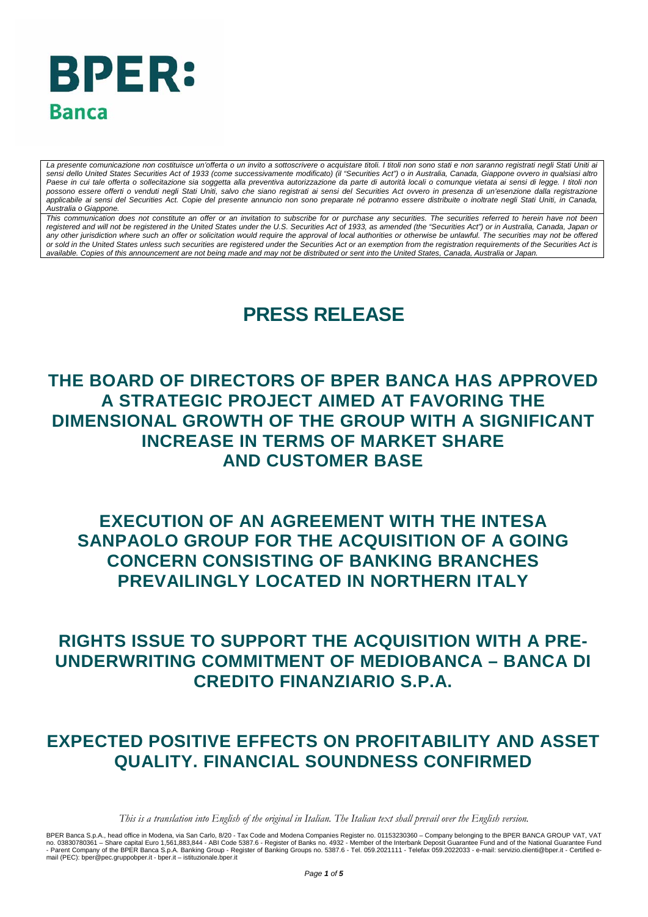# BPER: Banca

*La presente comunicazione non costituisce un'offerta o un invito a sottoscrivere o acquistare titoli. I titoli non sono stati e non saranno registrati negli Stati Uniti ai sensi dello United States Securities Act of 1933 (come successivamente modificato) (il "Securities Act") o in Australia, Canada, Giappone ovvero in qualsiasi altro Paese in cui tale offerta o sollecitazione sia soggetta alla preventiva autorizzazione da parte di autorità locali o comunque vietata ai sensi di legge. I titoli non possono essere offerti o venduti negli Stati Uniti, salvo che siano registrati ai sensi del Securities Act ovvero in presenza di un'esenzione dalla registrazione applicabile ai sensi del Securities Act. Copie del presente annuncio non sono preparate né potranno essere distribuite o inoltrate negli Stati Uniti, in Canada, Australia o Giappone.*

*This communication does not constitute an offer or an invitation to subscribe for or purchase any securities. The securities referred to herein have not been registered and will not be registered in the United States under the U.S. Securities Act of 1933, as amended (the "Securities Act") or in Australia, Canada, Japan or any other jurisdiction where such an offer or solicitation would require the approval of local authorities or otherwise be unlawful. The securities may not be offered or sold in the United States unless such securities are registered under the Securities Act or an exemption from the registration requirements of the Securities Act is available. Copies of this announcement are not being made and may not be distributed or sent into the United States, Canada, Australia or Japan.*

# PRESS RELEASE

## THE BOARD OF DIRECTORS OF BPER BANCA HAS APPROVED A STRATEGIC PROJECT AIMED AT FAVORING THE DIMENSIONAL GROWTH OF THE GROUP WITH A SIGNIFICANT INCREASE IN TERMS OF MARKET SHARE AND CUSTOMER BASE

## EXECUTION OF AN AGREEMENT WITH THE INTESA SANPAOLO GROUP FOR THE ACQUISITION OF A GOING CONCERN CONSISTING OF BANKING BRANCHES PREVAILINGLY LOCATED IN NORTHERN ITALY

## RIGHTS ISSUE TO SUPPORT THE ACQUISITION WITH A PRE-UNDERWRITING COMMITMENT OF MEDIOBANCA – BANCA DI CREDITO FINANZIARIO S.P.A.

## EXPECTED POSITIVE EFFECTS ON PROFITABILITY AND ASSET QUALITY. FINANCIAL SOUNDNESS CONFIRMED

*This is a translation into English of the original in Italian. The Italian text shall prevail over the English version.*

BPER Banca S.p.A., head office in Modena, via San Carlo, 8/20 - Tax Code and Modena Companies Register no. 01153230360 – Company belonging to the BPER BANCA GROUP VAT, VAT no. 03830780361 – Share capital Euro 1,561,883,844 - ABI Code 5387.6 - Register of Banks no. 4932 - Member of the Interbank Deposit Guarantee Fund and of the National Guarantee Fund - Parent Company of the BPER Banca S.p.A. Banking Group - Register of Banking Groups no. 5387.6 - Tel. 059.2021111 - Telefax 059.2022033 - e-mail: servizio.clienti@bper.it - Certified e-mail (PEC): bper@pec.gruppobper.it - bper.it – istituzionale.bper.it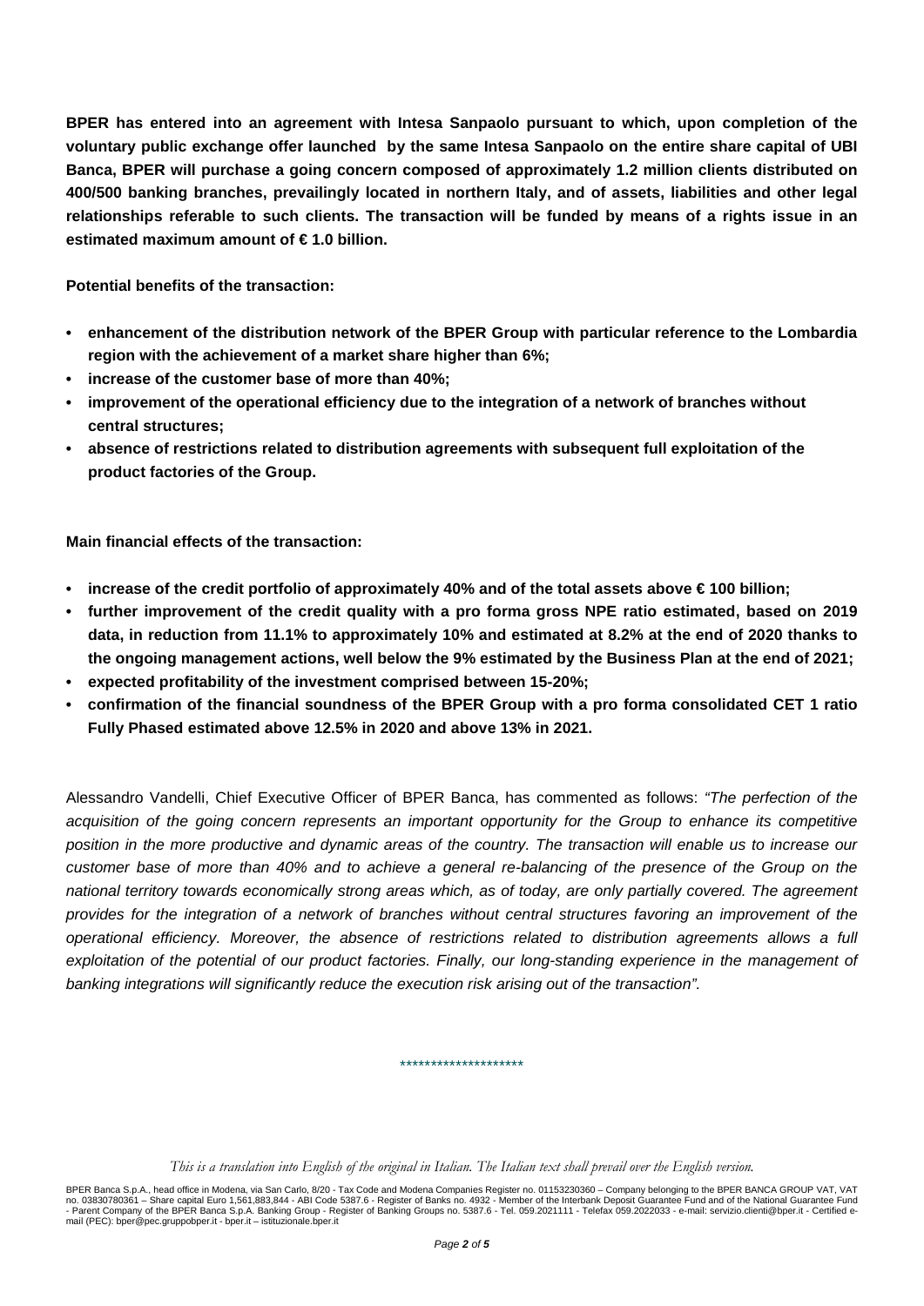**BPER has entered into an agreement with Intesa Sanpaolo pursuant to which, upon completion of the voluntary public exchange offer launched by the same Intesa Sanpaolo on the entire share capital of UBI Banca, BPER will purchase a going concern composed of approximately 1.2 million clients distributed on 400/500 banking branches, prevailingly located in northern Italy, and of assets, liabilities and other legal relationships referable to such clients. The transaction will be funded by means of a rights issue in an estimated maximum amount of € 1.0 billion.**

**Potential benefits of the transaction:**

- **enhancement of the distribution network of the BPER Group with particular reference to the Lombardia region with the achievement of a market share higher than 6%;**
- **increase of the customer base of more than 40%;**
- **improvement of the operational efficiency due to the integration of a network of branches without central structures;**
- **absence of restrictions related to distribution agreements with subsequent full exploitation of the product factories of the Group.**

**Main financial effects of the transaction:**

- **increase of the credit portfolio of approximately 40% and of the total assets above € 100 billion;**
- **further improvement of the credit quality with a pro forma gross NPE ratio estimated, based on 2019 data, in reduction from 11.1% to approximately 10% and estimated at 8.2% at the end of 2020 thanks to the ongoing management actions, well below the 9% estimated by the Business Plan at the end of 2021;**
- **expected profitability of the investment comprised between 15-20%;**
- **confirmation of the financial soundness of the BPER Group with a pro forma consolidated CET 1 ratio Fully Phased estimated above 12.5% in 2020 and above 13% in 2021.**

Alessandro Vandelli, Chief Executive Officer of BPER Banca, has commented as follows: *"The perfection of the acquisition of the going concern represents an important opportunity for the Group to enhance its competitive position in the more productive and dynamic areas of the country. The transaction will enable us to increase our customer base of more than 40% and to achieve a general re-balancing of the presence of the Group on the national territory towards economically strong areas which, as of today, are only partially covered. The agreement provides for the integration of a network of branches without central structures favoring an improvement of the operational efficiency. Moreover, the absence of restrictions related to distribution agreements allows a full exploitation of the potential of our product factories. Finally, our long-standing experience in the management of banking integrations will significantly reduce the execution risk arising out of the transaction".*

********************

*This is a translation into English of the original in Italian. The Italian text shall prevail over the English version.*

BPER Banca S.p.A., head office in Modena, via San Carlo, 8/20 - Tax Code and Modena Companies Register no. 01153230360 – Company belonging to the BPER BANCA GROUP VAT, VAT no. 03830780361 – Share capital Euro 1,561,883,844 - ABI Code 5387.6 - Register of Banks no. 4932 - Member of the Interbank Deposit Guarantee Fund and of the National Guarantee Fund - Parent Company of the BPER Banca S.p.A. Banking Group - Register of Banking Groups no. 5387.6 - Tel. 059.2021111 - Telefax 059.2022033 - e-mail: servizio.clienti@bper.it - Certified e-mail (PEC): bper@pec.gruppobper.it - bper.it – istituzionale.bper.it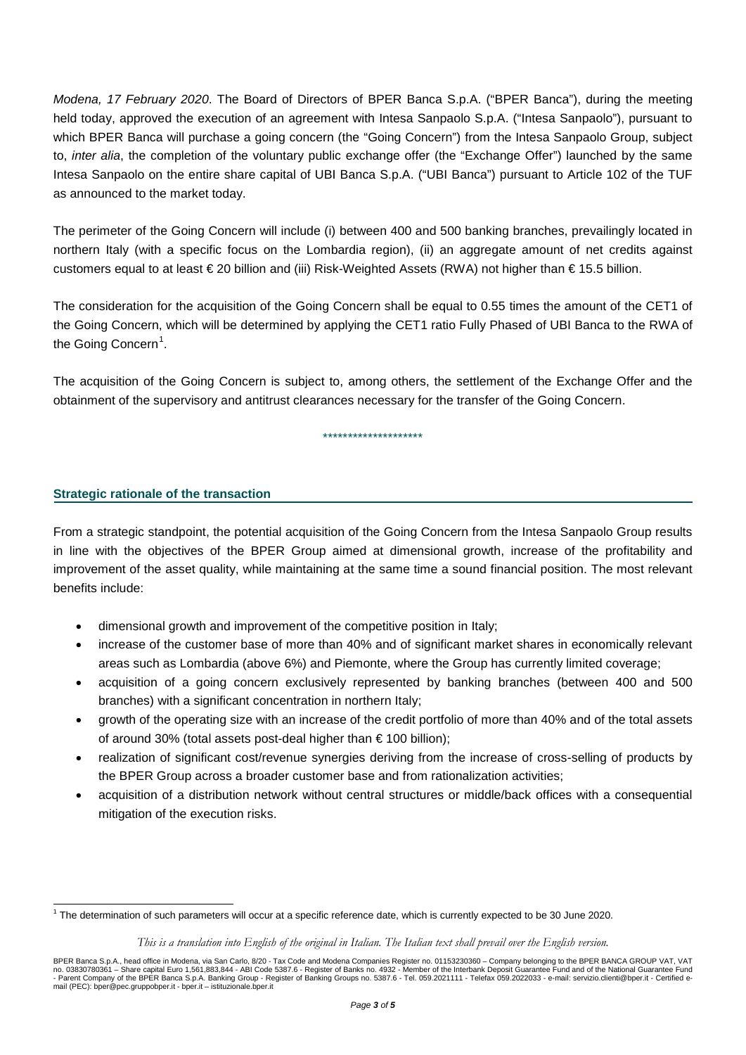*Modena, 17 February 2020*. The Board of Directors of BPER Banca S.p.A. ("BPER Banca"), during the meeting held today, approved the execution of an agreement with Intesa Sanpaolo S.p.A. ("Intesa Sanpaolo"), pursuant to which BPER Banca will purchase a going concern (the "Going Concern") from the Intesa Sanpaolo Group, subject to, *inter alia*, the completion of the voluntary public exchange offer (the "Exchange Offer") launched by the same Intesa Sanpaolo on the entire share capital of UBI Banca S.p.A. ("UBI Banca") pursuant to Article 102 of the TUF as announced to the market today.

The perimeter of the Going Concern will include (i) between 400 and 500 banking branches, prevailingly located in northern Italy (with a specific focus on the Lombardia region), (ii) an aggregate amount of net credits against customers equal to at least € 20 billion and (iii) Risk-Weighted Assets (RWA) not higher than € 15.5 billion.

The consideration for the acquisition of the Going Concern shall be equal to 0.55 times the amount of the CET1 of the Going Concern, which will be determined by applying the CET1 ratio Fully Phased of UBI Banca to the RWA of the Going Concern[1].

The acquisition of the Going Concern is subject to, among others, the settlement of the Exchange Offer and the obtainment of the supervisory and antitrust clearances necessary for the transfer of the Going Concern.

********************

## Strategic rationale of the transaction

From a strategic standpoint, the potential acquisition of the Going Concern from the Intesa Sanpaolo Group results in line with the objectives of the BPER Group aimed at dimensional growth, increase of the profitability and improvement of the asset quality, while maintaining at the same time a sound financial position. The most relevant benefits include:

- dimensional growth and improvement of the competitive position in Italy;
- increase of the customer base of more than 40% and of significant market shares in economically relevant areas such as Lombardia (above 6%) and Piemonte, where the Group has currently limited coverage;
- acquisition of a going concern exclusively represented by banking branches (between 400 and 500 branches) with a significant concentration in northern Italy;
- growth of the operating size with an increase of the credit portfolio of more than 40% and of the total assets of around 30% (total assets post-deal higher than € 100 billion);
- realization of significant cost/revenue synergies deriving from the increase of cross-selling of products by the BPER Group across a broader customer base and from rationalization activities;
- acquisition of a distribution network without central structures or middle/back offices with a consequential mitigation of the execution risks.

[1] The determination of such parameters will occur at a specific reference date, which is currently expected to be 30 June 2020.

*This is a translation into English of the original in Italian. The Italian text shall prevail over the English version.*

BPER Banca S.p.A., head office in Modena, via San Carlo, 8/20 - Tax Code and Modena Companies Register no. 01153230360 – Company belonging to the BPER BANCA GROUP VAT, VAT no. 03830780361 – Share capital Euro 1,561,883,844 - ABI Code 5387.6 – Register of Banks no. 4932 - Member of the Interbank Deposit Guarantee Fund and of the National Guarantee Fund - Parent Company of the BPER Banca S.p.A. Banking Group - Register of Banking Groups no. 5387.6 - Tel. 059.2021111 - Telefax 059.2022033 - e-mail: servizio.clienti@bper.it - Certified e-mail (PEC): bper@pec.gruppobper.it - bper.it – istituzionale.bper.it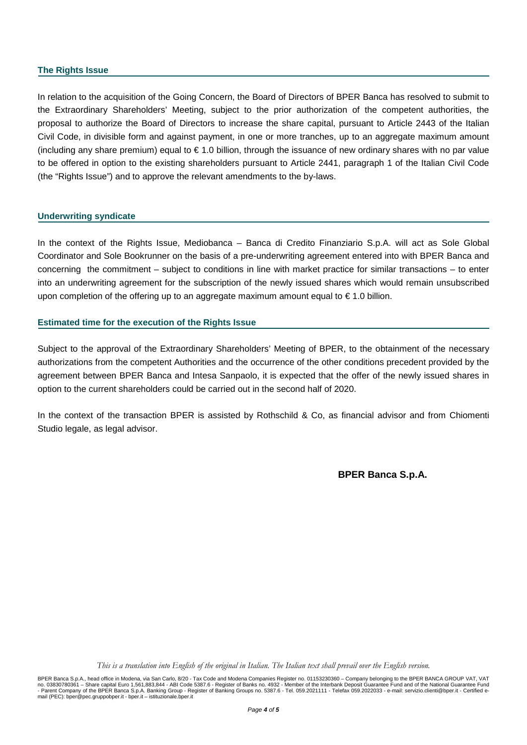## The Rights Issue

In relation to the acquisition of the Going Concern, the Board of Directors of BPER Banca has resolved to submit to the Extraordinary Shareholders' Meeting, subject to the prior authorization of the competent authorities, the proposal to authorize the Board of Directors to increase the share capital, pursuant to Article 2443 of the Italian Civil Code, in divisible form and against payment, in one or more tranches, up to an aggregate maximum amount (including any share premium) equal to € 1.0 billion, through the issuance of new ordinary shares with no par value to be offered in option to the existing shareholders pursuant to Article 2441, paragraph 1 of the Italian Civil Code (the "Rights Issue") and to approve the relevant amendments to the by-laws.

## Underwriting syndicate

In the context of the Rights Issue, Mediobanca – Banca di Credito Finanziario S.p.A. will act as Sole Global Coordinator and Sole Bookrunner on the basis of a pre-underwriting agreement entered into with BPER Banca and concerning the commitment – subject to conditions in line with market practice for similar transactions – to enter into an underwriting agreement for the subscription of the newly issued shares which would remain unsubscribed upon completion of the offering up to an aggregate maximum amount equal to € 1.0 billion.

## Estimated time for the execution of the Rights Issue

Subject to the approval of the Extraordinary Shareholders' Meeting of BPER, to the obtainment of the necessary authorizations from the competent Authorities and the occurrence of the other conditions precedent provided by the agreement between BPER Banca and Intesa Sanpaolo, it is expected that the offer of the newly issued shares in option to the current shareholders could be carried out in the second half of 2020.

In the context of the transaction BPER is assisted by Rothschild & Co, as financial advisor and from Chiomenti Studio legale, as legal advisor.

**BPER Banca S.p.A.**

*This is a translation into English of the original in Italian. The Italian text shall prevail over the English version.*

BPER Banca S.p.A., head office in Modena, via San Carlo, 8/20 - Tax Code and Modena Companies Register no. 01153230360 – Company belonging to the BPER BANCA GROUP VAT, VAT no. 03830780361 – Share capital Euro 1,561,883,844 - ABI Code 5387.6 - Register of Banks no. 4932 - Member of the Interbank Deposit Guarantee Fund and of the National Guarantee Fund - Parent Company of the BPER Banca S.p.A. Banking Group - Register of Banking Groups no. 5387.6 - Tel. 059.2021111 - Telefax 059.2022033 - e-mail: servizio.clienti@bper.it - Certified e-mail (PEC): bper@pec.gruppobper.it - bper.it – istituzionale.bper.it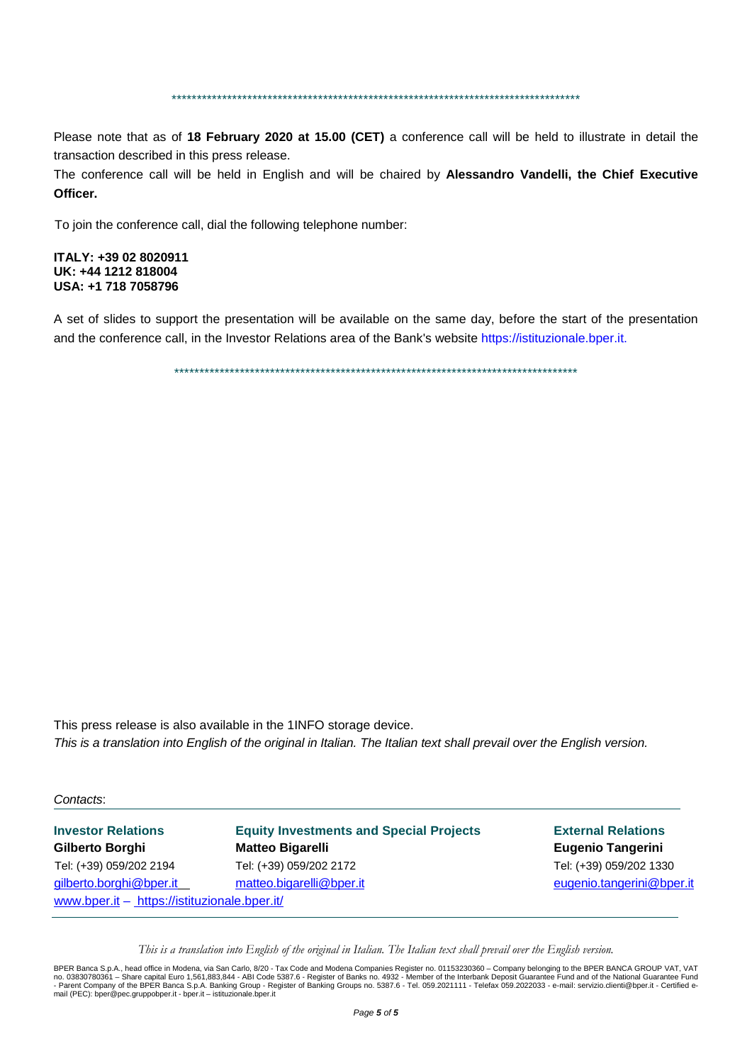\*\*\*\*\*\*\*\*\*\*\*\*\*\*\*\*\*\*\*\*\*\*\*\*\*\*\*\*\*\*\*\*\*\*\*\*\*\*\*\*\*\*\*\*\*\*\*\*\*\*\*\*\*\*\*\*\*\*\*\*\*\*\*\*\*\*\*\*\*\*\*\*\*\*\*\*\*\*\*\*

Please note that as of **18 February 2020 at 15.00 (CET)** a conference call will be held to illustrate in detail the transaction described in this press release.

The conference call will be held in English and will be chaired by **Alessandro Vandelli, the Chief Executive Officer.**

To join the conference call, dial the following telephone number:

**ITALY: +39 02 8020911**
**UK: +44 1212 818004**
**USA: +1 718 7058796**

A set of slides to support the presentation will be available on the same day, before the start of the presentation and the conference call, in the Investor Relations area of the Bank's website https://istituzionale.bper.it.

\*\*\*\*\*\*\*\*\*\*\*\*\*\*\*\*\*\*\*\*\*\*\*\*\*\*\*\*\*\*\*\*\*\*\*\*\*\*\*\*\*\*\*\*\*\*\*\*\*\*\*\*\*\*\*\*\*\*\*\*\*\*\*\*\*\*\*\*\*\*\*\*\*\*\*\*\*\*\*\*

This press release is also available in the 1INFO storage device.

*This is a translation into English of the original in Italian. The Italian text shall prevail over the English version.*

*Contacts*:

| Investor Relations | Equity Investments and Special Projects | External Relations |
|---|---|---|
| **Gilberto Borghi** | **Matteo Bigarelli** | **Eugenio Tangerini** |
| Tel: (+39) 059/202 2194 | Tel: (+39) 059/202 2172 | Tel: (+39) 059/202 1330 |
| gilberto.borghi@bper.it | matteo.bigarelli@bper.it | eugenio.tangerini@bper.it |

www.bper.it – https://istituzionale.bper.it/

*This is a translation into English of the original in Italian. The Italian text shall prevail over the English version.*

BPER Banca S.p.A., head office in Modena, via San Carlo, 8/20 - Tax Code and Modena Companies Register no. 01153230360 – Company belonging to the BPER BANCA GROUP VAT, VAT no. 03830780361 – Share capital Euro 1,561,883,844 - ABI Code 5387.6 - Register of Banks no. 4932 - Member of the Interbank Deposit Guarantee Fund and of the National Guarantee Fund - Parent Company of the BPER Banca S.p.A. Banking Group - Register of Banking Groups no. 5387.6 - Tel. 059.2021111 - Telefax 059.2022033 - e-mail: servizio.clienti@bper.it - Certified e-mail (PEC): bper@pec.gruppobper.it - bper.it – istituzionale.bper.it